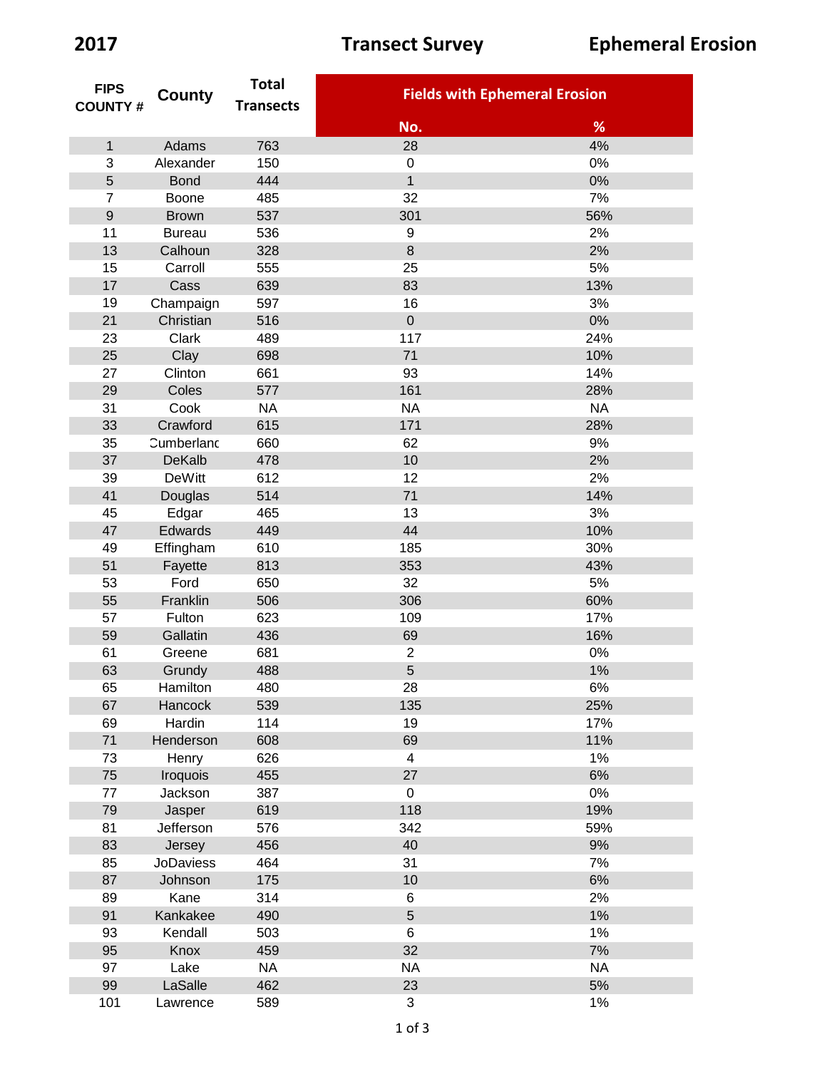**2017** **Transect Survey** **Ephemeral Erosion**

| FIPS COUNTY # | County | Total Transects | Fields with Ephemeral Erosion | |
|---|---|---|---|---|
| | | | No. | % |
| 1 | Adams | 763 | 28 | 4% |
| 3 | Alexander | 150 | 0 | 0% |
| 5 | Bond | 444 | 1 | 0% |
| 7 | Boone | 485 | 32 | 7% |
| 9 | Brown | 537 | 301 | 56% |
| 11 | Bureau | 536 | 9 | 2% |
| 13 | Calhoun | 328 | 8 | 2% |
| 15 | Carroll | 555 | 25 | 5% |
| 17 | Cass | 639 | 83 | 13% |
| 19 | Champaign | 597 | 16 | 3% |
| 21 | Christian | 516 | 0 | 0% |
| 23 | Clark | 489 | 117 | 24% |
| 25 | Clay | 698 | 71 | 10% |
| 27 | Clinton | 661 | 93 | 14% |
| 29 | Coles | 577 | 161 | 28% |
| 31 | Cook | NA | NA | NA |
| 33 | Crawford | 615 | 171 | 28% |
| 35 | Cumberland | 660 | 62 | 9% |
| 37 | DeKalb | 478 | 10 | 2% |
| 39 | DeWitt | 612 | 12 | 2% |
| 41 | Douglas | 514 | 71 | 14% |
| 45 | Edgar | 465 | 13 | 3% |
| 47 | Edwards | 449 | 44 | 10% |
| 49 | Effingham | 610 | 185 | 30% |
| 51 | Fayette | 813 | 353 | 43% |
| 53 | Ford | 650 | 32 | 5% |
| 55 | Franklin | 506 | 306 | 60% |
| 57 | Fulton | 623 | 109 | 17% |
| 59 | Gallatin | 436 | 69 | 16% |
| 61 | Greene | 681 | 2 | 0% |
| 63 | Grundy | 488 | 5 | 1% |
| 65 | Hamilton | 480 | 28 | 6% |
| 67 | Hancock | 539 | 135 | 25% |
| 69 | Hardin | 114 | 19 | 17% |
| 71 | Henderson | 608 | 69 | 11% |
| 73 | Henry | 626 | 4 | 1% |
| 75 | Iroquois | 455 | 27 | 6% |
| 77 | Jackson | 387 | 0 | 0% |
| 79 | Jasper | 619 | 118 | 19% |
| 81 | Jefferson | 576 | 342 | 59% |
| 83 | Jersey | 456 | 40 | 9% |
| 85 | JoDaviess | 464 | 31 | 7% |
| 87 | Johnson | 175 | 10 | 6% |
| 89 | Kane | 314 | 6 | 2% |
| 91 | Kankakee | 490 | 5 | 1% |
| 93 | Kendall | 503 | 6 | 1% |
| 95 | Knox | 459 | 32 | 7% |
| 97 | Lake | NA | NA | NA |
| 99 | LaSalle | 462 | 23 | 5% |
| 101 | Lawrence | 589 | 3 | 1% |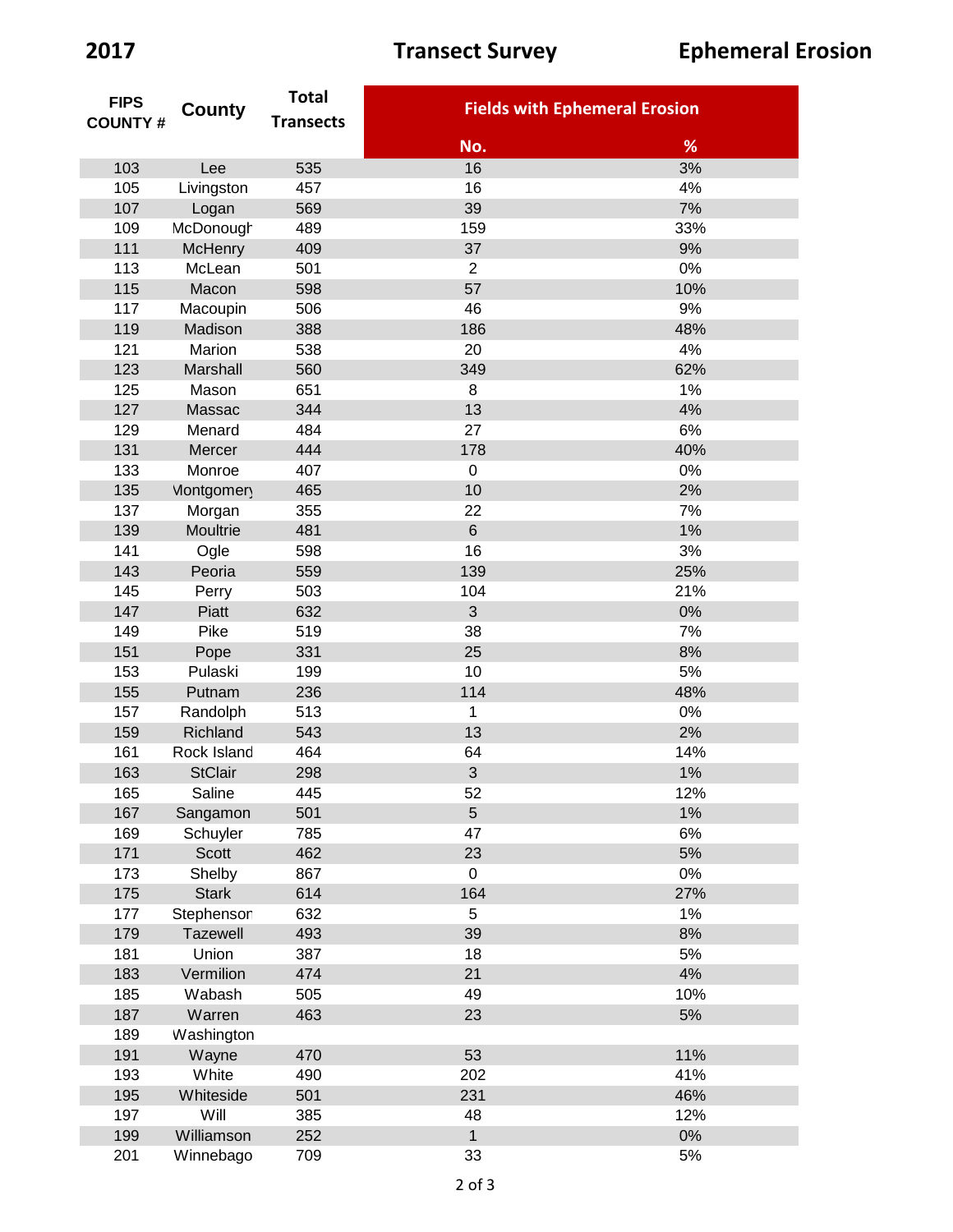**2017** **Transect Survey** **Ephemeral Erosion**

| FIPS COUNTY # | County | Total Transects | Fields with Ephemeral Erosion | |
|---|---|---|---|---|
| | | | No. | % |
| 103 | Lee | 535 | 16 | 3% |
| 105 | Livingston | 457 | 16 | 4% |
| 107 | Logan | 569 | 39 | 7% |
| 109 | McDonough | 489 | 159 | 33% |
| 111 | McHenry | 409 | 37 | 9% |
| 113 | McLean | 501 | 2 | 0% |
| 115 | Macon | 598 | 57 | 10% |
| 117 | Macoupin | 506 | 46 | 9% |
| 119 | Madison | 388 | 186 | 48% |
| 121 | Marion | 538 | 20 | 4% |
| 123 | Marshall | 560 | 349 | 62% |
| 125 | Mason | 651 | 8 | 1% |
| 127 | Massac | 344 | 13 | 4% |
| 129 | Menard | 484 | 27 | 6% |
| 131 | Mercer | 444 | 178 | 40% |
| 133 | Monroe | 407 | 0 | 0% |
| 135 | Montgomery | 465 | 10 | 2% |
| 137 | Morgan | 355 | 22 | 7% |
| 139 | Moultrie | 481 | 6 | 1% |
| 141 | Ogle | 598 | 16 | 3% |
| 143 | Peoria | 559 | 139 | 25% |
| 145 | Perry | 503 | 104 | 21% |
| 147 | Piatt | 632 | 3 | 0% |
| 149 | Pike | 519 | 38 | 7% |
| 151 | Pope | 331 | 25 | 8% |
| 153 | Pulaski | 199 | 10 | 5% |
| 155 | Putnam | 236 | 114 | 48% |
| 157 | Randolph | 513 | 1 | 0% |
| 159 | Richland | 543 | 13 | 2% |
| 161 | Rock Island | 464 | 64 | 14% |
| 163 | StClair | 298 | 3 | 1% |
| 165 | Saline | 445 | 52 | 12% |
| 167 | Sangamon | 501 | 5 | 1% |
| 169 | Schuyler | 785 | 47 | 6% |
| 171 | Scott | 462 | 23 | 5% |
| 173 | Shelby | 867 | 0 | 0% |
| 175 | Stark | 614 | 164 | 27% |
| 177 | Stephenson | 632 | 5 | 1% |
| 179 | Tazewell | 493 | 39 | 8% |
| 181 | Union | 387 | 18 | 5% |
| 183 | Vermilion | 474 | 21 | 4% |
| 185 | Wabash | 505 | 49 | 10% |
| 187 | Warren | 463 | 23 | 5% |
| 189 | Washington | | | |
| 191 | Wayne | 470 | 53 | 11% |
| 193 | White | 490 | 202 | 41% |
| 195 | Whiteside | 501 | 231 | 46% |
| 197 | Will | 385 | 48 | 12% |
| 199 | Williamson | 252 | 1 | 0% |
| 201 | Winnebago | 709 | 33 | 5% |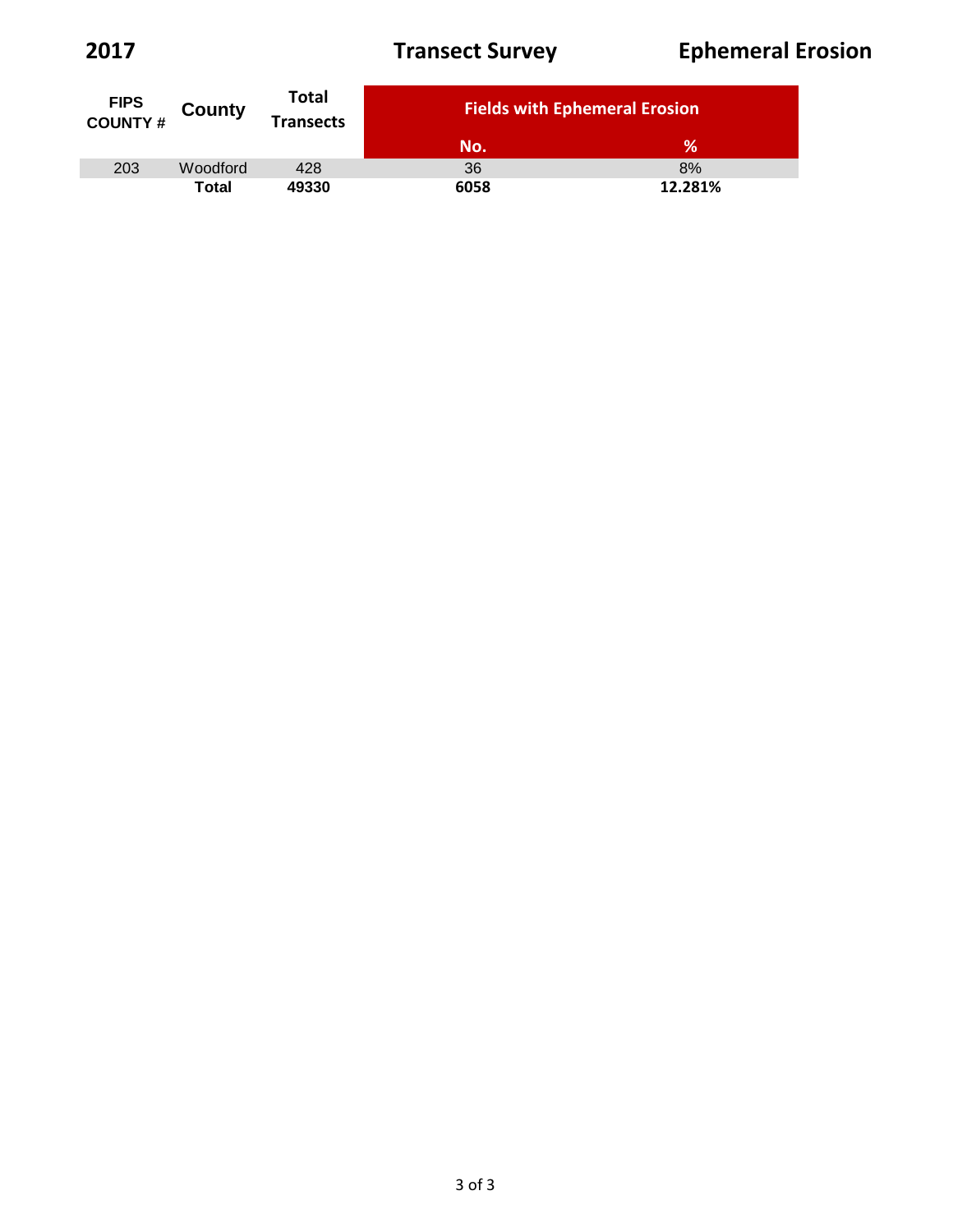**2017** **Transect Survey** **Ephemeral Erosion**

| FIPS COUNTY # | County | Total Transects | Fields with Ephemeral Erosion | |
|---|---|---|---|---|
| | | | No. | % |
| 203 | Woodford | 428 | 36 | 8% |
| | **Total** | **49330** | **6058** | **12.281%** |